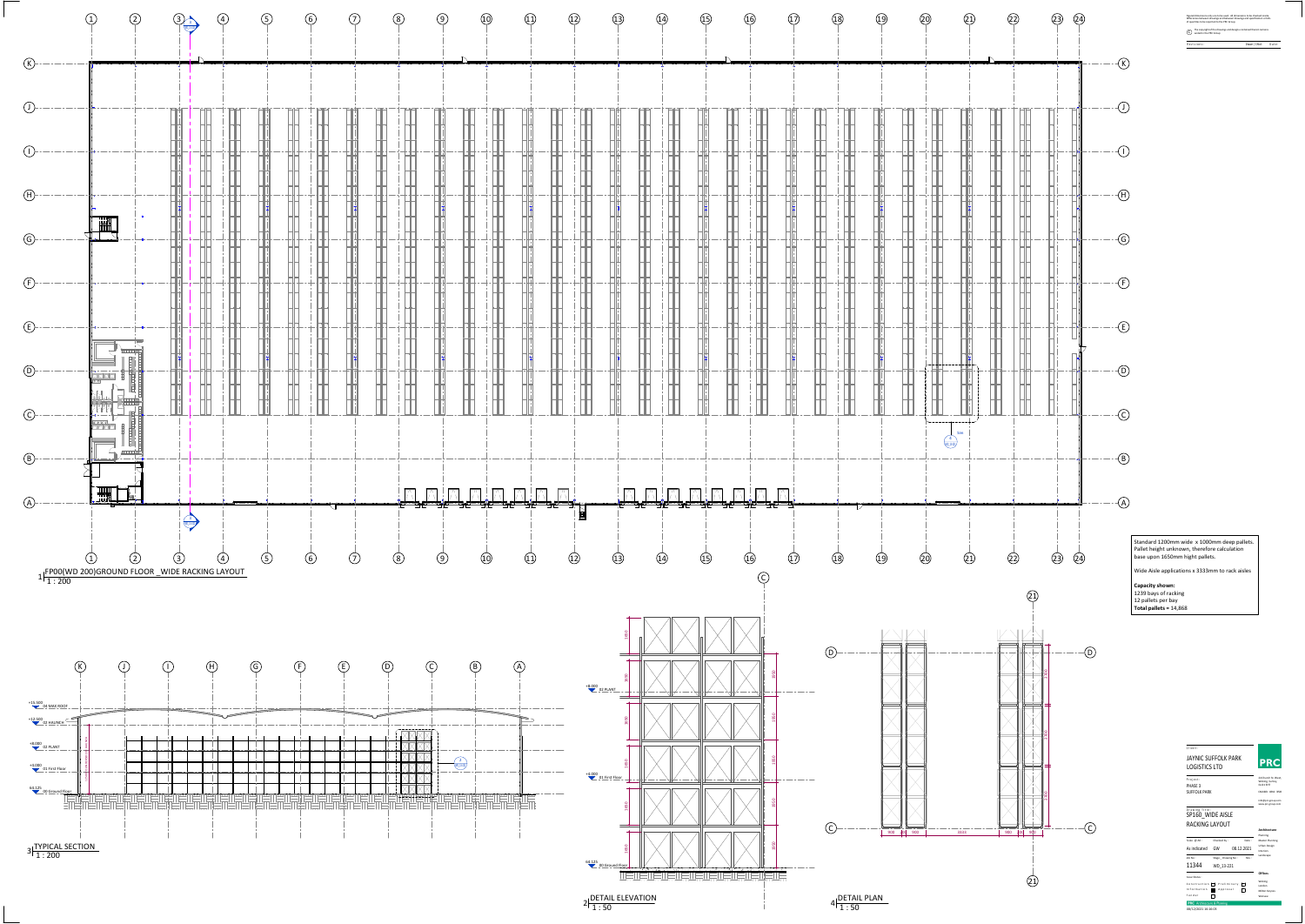Standard 1200mm wide x 1000mm deep pallets. Pallet height unknown, therefore calculation base upon 1650mm hight pallets.

Wide Aisle applications x 3333mm to rack aisles

**Capacity shown:**
1239 bays of racking
12 pallets per bay
**Total pallets** = 14,868

1 FP00(WD 200)GROUND FLOOR _WIDE RACKING LAYOUT
1 : 200

3 TYPICAL SECTION
1 : 200

2 DETAIL ELEVATION
1 : 50

4 DETAIL PLAN
1 : 50

Client:
JAYNIC SUFFOLK PARK LOGISTICS LTD

Project:
PHASE 3
SUFFOLK PARK

Drawing Title:
SP160_WIDE AISLE RACKING LAYOUT

| Scale @ A0 | Drawn By | Date |
|---|---|---|
| As indicated | GW | 08.12.2021 |

| Job No. | Stage_Drawing No. | Rev |
|---|---|---|
| 11344 | WD_10-221 | |

PRC Architecture & Planning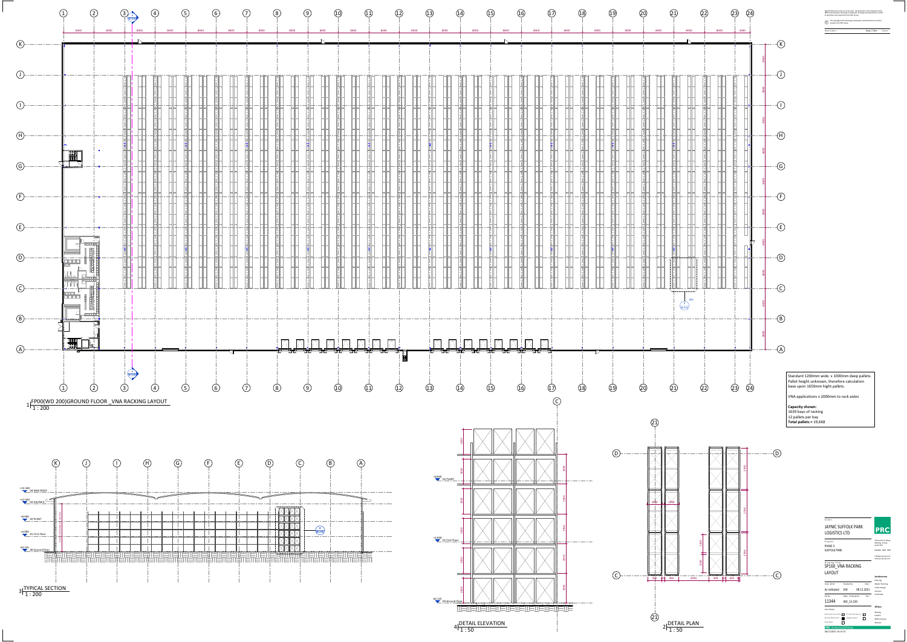Standard 1200mm wide x 1000mm deep pallets. Pallet height unknown, therefore calculation base upon 1650mm hight pallets.

VNA applications x 2000mm to rack aisles

**Capacity shown:**
1639 bays of racking
12 pallets per bay
**Total pallets** = 19,668

1 FP00(WD 200)GROUND FLOOR _VNA RACKING LAYOUT
1 : 200

3 TYPICAL SECTION
1 : 200

4 DETAIL ELEVATION
1 : 50

2 DETAIL PLAN
1 : 50

Client:
JAYNIC SUFFOLK PARK LOGISTICS LTD

Project:
PHASE 3
SUFFOLK PARK

Drawing Title:
SP160 VNA RACKING LAYOUT

| Scale @ A0 | Checked by | Date |
|---|---|---|
| As indicated | GW | 08.12.2021 |

| Job No. | Stage_Drawing No. | Rev. |
|---|---|---|
| 11344 | WD_10-220 | |

PRC